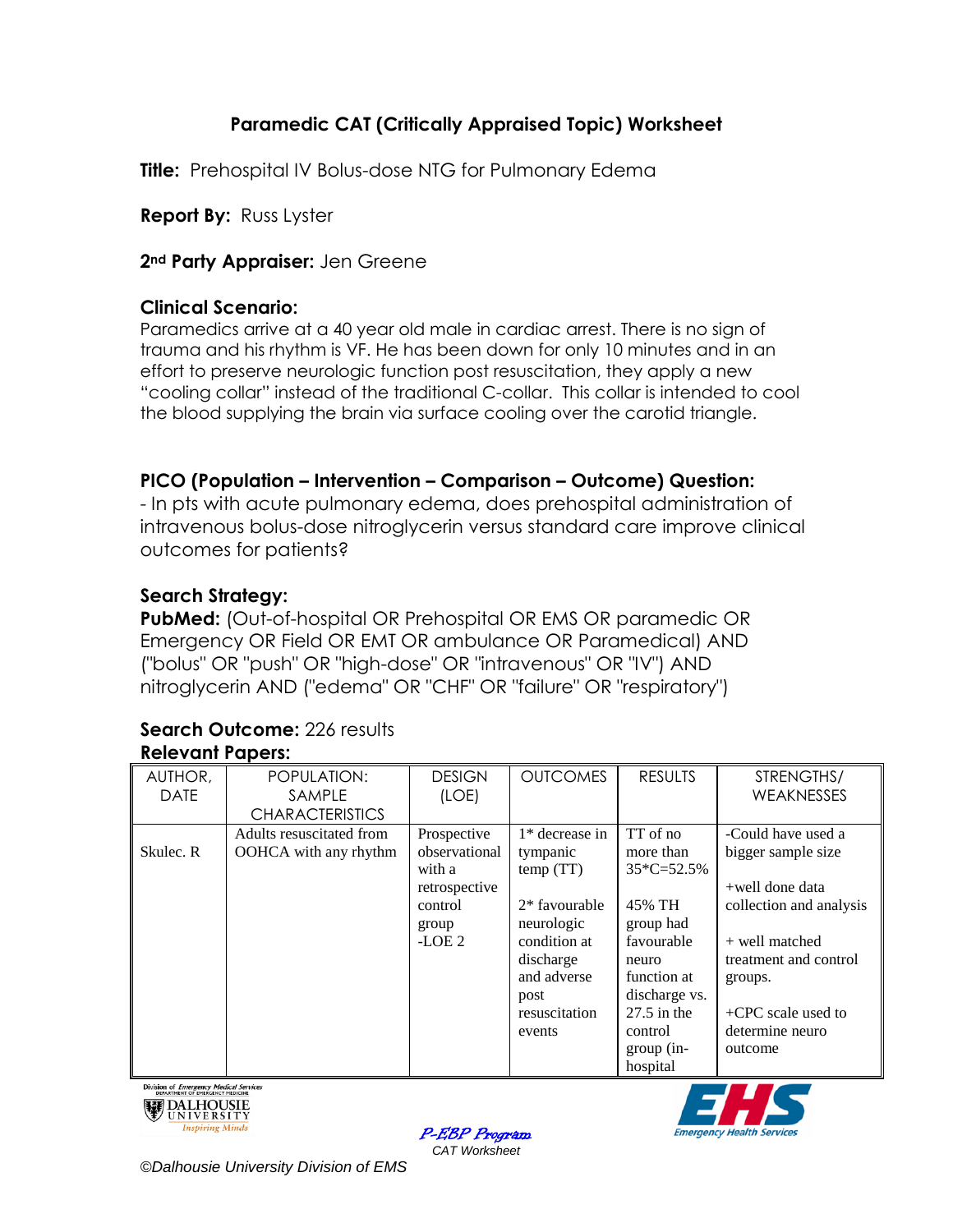## Paramedic CAT (Critically Appraised Topic) Worksheet

**Title:** Prehospital IV Bolus-dose NTG for Pulmonary Edema

**Report By:** Russ Lyster

**2nd Party Appraiser:** Jen Greene

### Clinical Scenario:

Paramedics arrive at a 40 year old male in cardiac arrest. There is no sign of trauma and his rhythm is VF. He has been down for only 10 minutes and in an effort to preserve neurologic function post resuscitation, they apply a new "cooling collar" instead of the traditional C-collar. This collar is intended to cool the blood supplying the brain via surface cooling over the carotid triangle.

### PICO (Population – Intervention – Comparison – Outcome) Question:

- In pts with acute pulmonary edema, does prehospital administration of intravenous bolus-dose nitroglycerin versus standard care improve clinical outcomes for patients?

### Search Strategy:

**PubMed:** (Out-of-hospital OR Prehospital OR EMS OR paramedic OR Emergency OR Field OR EMT OR ambulance OR Paramedical) AND ("bolus" OR "push" OR "high-dose" OR "intravenous" OR "IV") AND nitroglycerin AND ("edema" OR "CHF" OR "failure" OR "respiratory")

### Search Outcome: 226 results

### Relevant Papers:

| AUTHOR, DATE | POPULATION: SAMPLE CHARACTERISTICS | DESIGN (LOE) | OUTCOMES | RESULTS | STRENGTHS/ WEAKNESSES |
|---|---|---|---|---|---|
| Skulec. R | Adults resuscitated from OOHCA with any rhythm | Prospective observational with a retrospective control group -LOE 2 | 1* decrease in tympanic temp (TT)<br><br>2* favourable neurologic condition at discharge and adverse post resuscitation events | TT of no more than 35*C=52.5%<br><br>45% TH group had favourable neuro function at discharge vs. 27.5 in the control group (in-hospital | -Could have used a bigger sample size<br><br>+well done data collection and analysis<br><br>+ well matched treatment and control groups.<br><br>+CPC scale used to determine neuro outcome |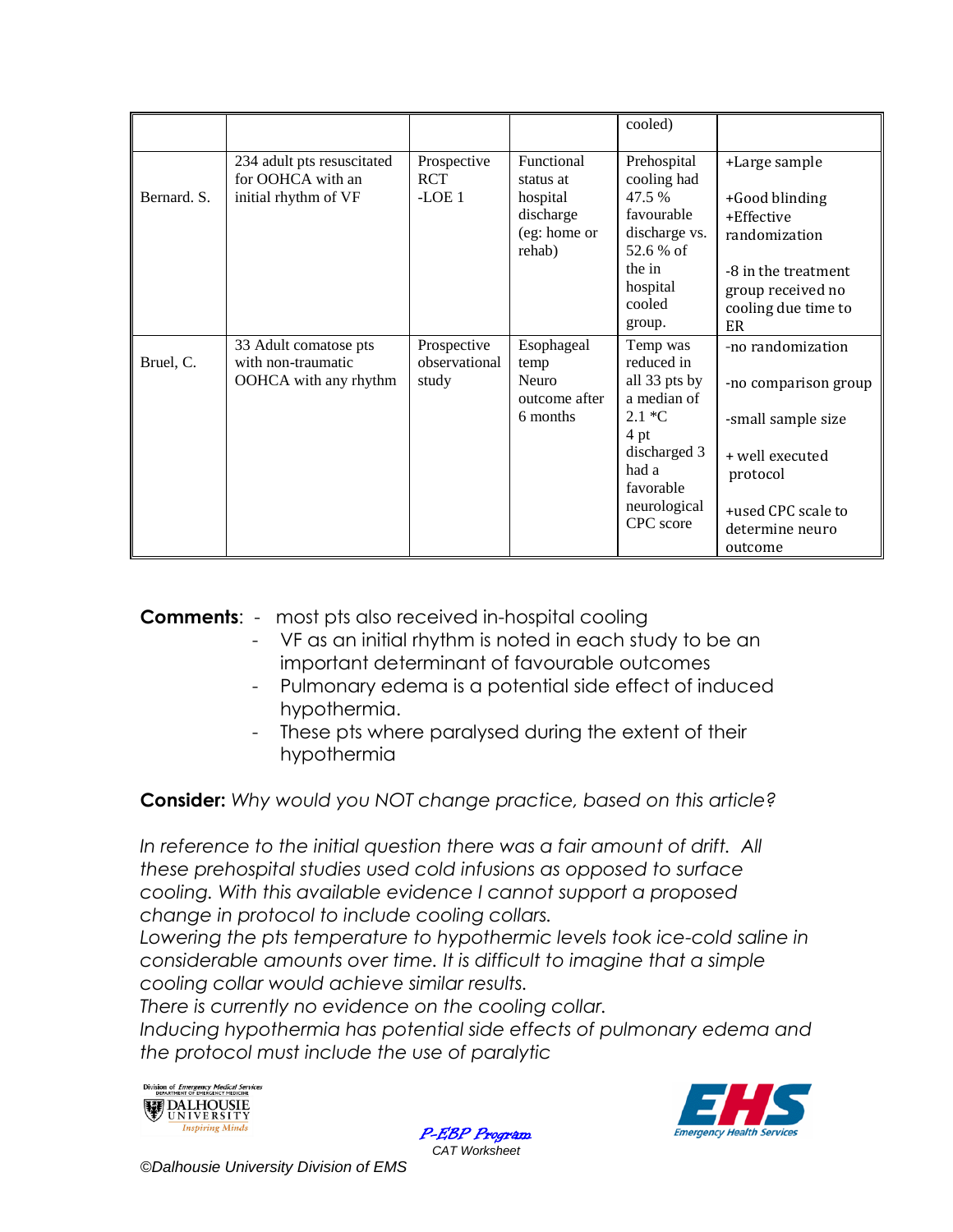| | | | | cooled) | |
|---|---|---|---|---|---|
| Bernard. S. | 234 adult pts resuscitated for OOHCA with an initial rhythm of VF | Prospective RCT -LOE 1 | Functional status at hospital discharge (eg: home or rehab) | Prehospital cooling had 47.5 % favourable discharge vs. 52.6 % of the in hospital cooled group. | +Large sample<br><br>+Good blinding<br>+Effective randomization<br><br>-8 in the treatment group received no cooling due time to ER |
| Bruel, C. | 33 Adult comatose pts with non-traumatic OOHCA with any rhythm | Prospective observational study | Esophageal temp Neuro outcome after 6 months | Temp was reduced in all 33 pts by a median of 2.1 *C 4 pt discharged 3 had a favorable neurological CPC score | -no randomization<br><br>-no comparison group<br><br>-small sample size<br><br>+ well executed protocol<br><br>+used CPC scale to determine neuro outcome |

**Comments**:
- most pts also received in-hospital cooling
- VF as an initial rhythm is noted in each study to be an important determinant of favourable outcomes
- Pulmonary edema is a potential side effect of induced hypothermia.
- These pts where paralysed during the extent of their hypothermia

**Consider:** *Why would you NOT change practice, based on this article?*

*In reference to the initial question there was a fair amount of drift. All these prehospital studies used cold infusions as opposed to surface cooling. With this available evidence I cannot support a proposed change in protocol to include cooling collars.*
*Lowering the pts temperature to hypothermic levels took ice-cold saline in considerable amounts over time. It is difficult to imagine that a simple cooling collar would achieve similar results.*
*There is currently no evidence on the cooling collar.*
*Inducing hypothermia has potential side effects of pulmonary edema and the protocol must include the use of paralytic*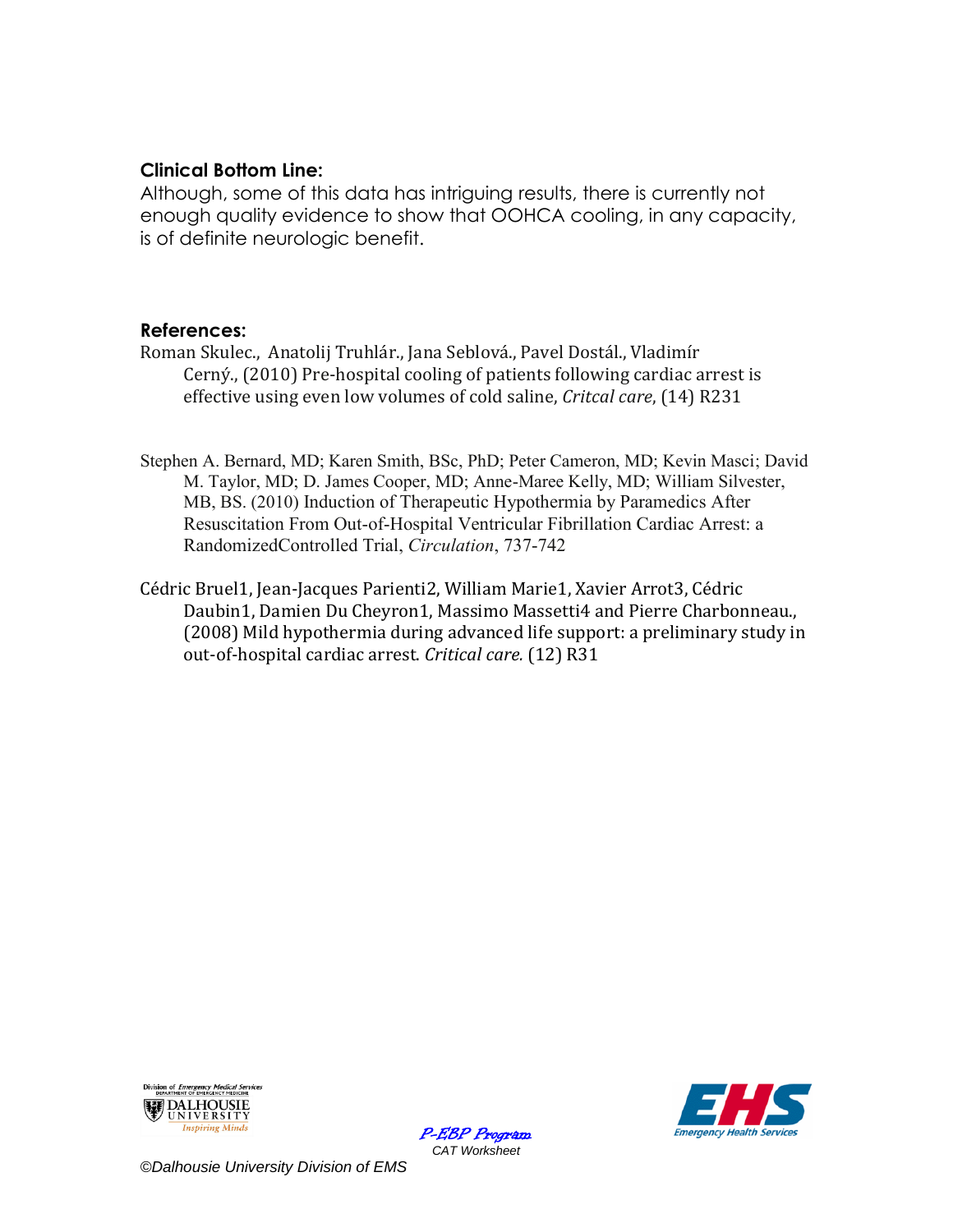**Clinical Bottom Line:**

Although, some of this data has intriguing results, there is currently not enough quality evidence to show that OOHCA cooling, in any capacity, is of definite neurologic benefit.

**References:**

Roman Skulec., Anatolij Truhlár., Jana Seblová., Pavel Dostál., Vladimír Cerný., (2010) Pre-hospital cooling of patients following cardiac arrest is effective using even low volumes of cold saline, *Critcal care*, (14) R231

Stephen A. Bernard, MD; Karen Smith, BSc, PhD; Peter Cameron, MD; Kevin Masci; David M. Taylor, MD; D. James Cooper, MD; Anne-Maree Kelly, MD; William Silvester, MB, BS. (2010) Induction of Therapeutic Hypothermia by Paramedics After Resuscitation From Out-of-Hospital Ventricular Fibrillation Cardiac Arrest: a RandomizedControlled Trial, *Circulation*, 737-742

Cédric Bruel1, Jean-Jacques Parienti2, William Marie1, Xavier Arrot3, Cédric Daubin1, Damien Du Cheyron1, Massimo Massetti4 and Pierre Charbonneau., (2008) Mild hypothermia during advanced life support: a preliminary study in out-of-hospital cardiac arrest. *Critical care.* (12) R31